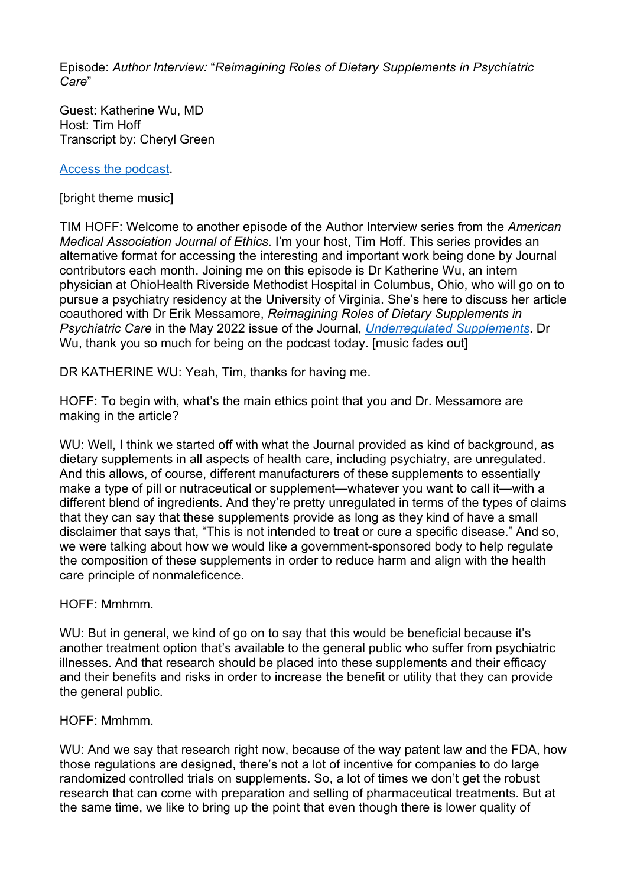Episode: *Author Interview:* "*Reimagining Roles of Dietary Supplements in Psychiatric Care*"

Guest: Katherine Wu, MD
Host: Tim Hoff
Transcript by: Cheryl Green

[Access the podcast](#).

[bright theme music]

TIM HOFF: Welcome to another episode of the Author Interview series from the *American Medical Association Journal of Ethics*. I'm your host, Tim Hoff. This series provides an alternative format for accessing the interesting and important work being done by Journal contributors each month. Joining me on this episode is Dr Katherine Wu, an intern physician at OhioHealth Riverside Methodist Hospital in Columbus, Ohio, who will go on to pursue a psychiatry residency at the University of Virginia. She's here to discuss her article coauthored with Dr Erik Messamore, *Reimagining Roles of Dietary Supplements in Psychiatric Care* in the May 2022 issue of the Journal, *[Underregulated Supplements](#)*. Dr Wu, thank you so much for being on the podcast today. [music fades out]

DR KATHERINE WU: Yeah, Tim, thanks for having me.

HOFF: To begin with, what's the main ethics point that you and Dr. Messamore are making in the article?

WU: Well, I think we started off with what the Journal provided as kind of background, as dietary supplements in all aspects of health care, including psychiatry, are unregulated. And this allows, of course, different manufacturers of these supplements to essentially make a type of pill or nutraceutical or supplement—whatever you want to call it—with a different blend of ingredients. And they're pretty unregulated in terms of the types of claims that they can say that these supplements provide as long as they kind of have a small disclaimer that says that, "This is not intended to treat or cure a specific disease." And so, we were talking about how we would like a government-sponsored body to help regulate the composition of these supplements in order to reduce harm and align with the health care principle of nonmaleficence.

HOFF: Mmhmm.

WU: But in general, we kind of go on to say that this would be beneficial because it's another treatment option that's available to the general public who suffer from psychiatric illnesses. And that research should be placed into these supplements and their efficacy and their benefits and risks in order to increase the benefit or utility that they can provide the general public.

HOFF: Mmhmm.

WU: And we say that research right now, because of the way patent law and the FDA, how those regulations are designed, there's not a lot of incentive for companies to do large randomized controlled trials on supplements. So, a lot of times we don't get the robust research that can come with preparation and selling of pharmaceutical treatments. But at the same time, we like to bring up the point that even though there is lower quality of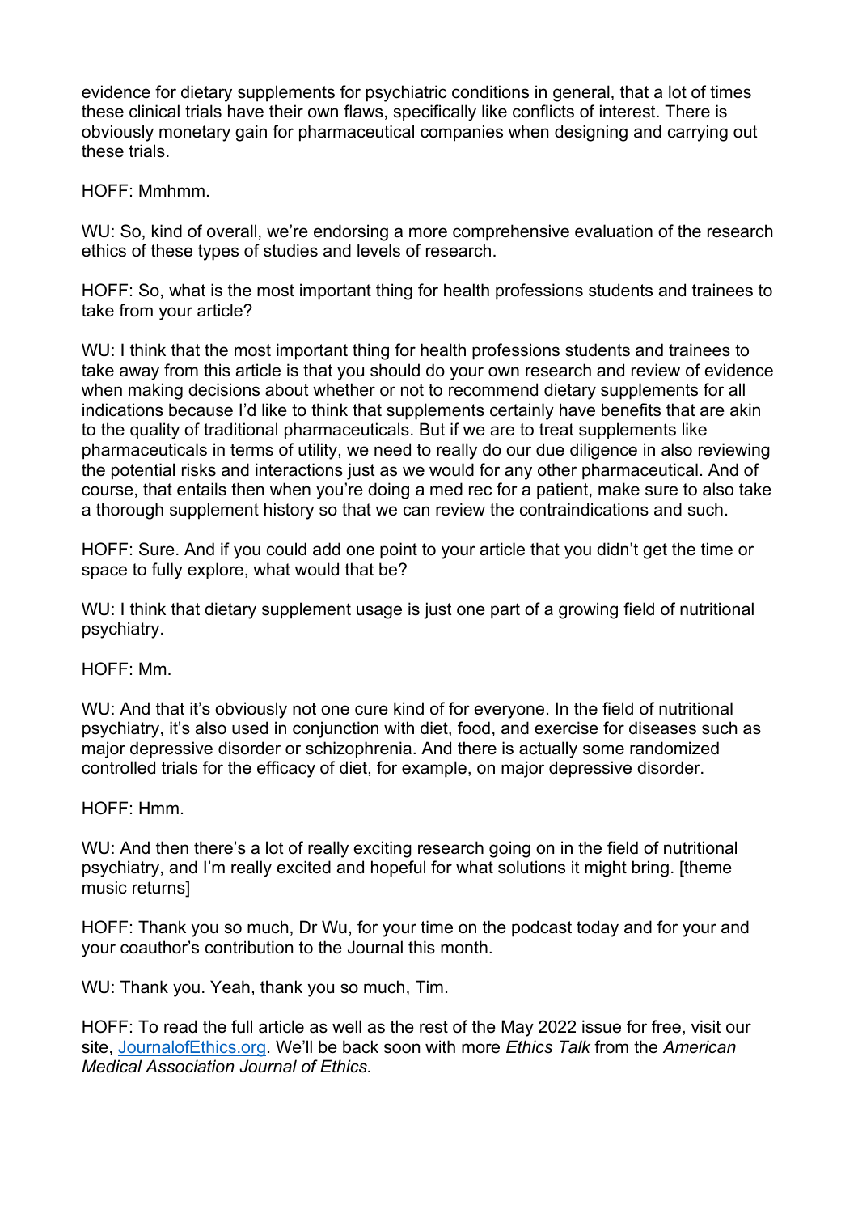evidence for dietary supplements for psychiatric conditions in general, that a lot of times these clinical trials have their own flaws, specifically like conflicts of interest. There is obviously monetary gain for pharmaceutical companies when designing and carrying out these trials.

HOFF: Mmhmm.

WU: So, kind of overall, we're endorsing a more comprehensive evaluation of the research ethics of these types of studies and levels of research.

HOFF: So, what is the most important thing for health professions students and trainees to take from your article?

WU: I think that the most important thing for health professions students and trainees to take away from this article is that you should do your own research and review of evidence when making decisions about whether or not to recommend dietary supplements for all indications because I'd like to think that supplements certainly have benefits that are akin to the quality of traditional pharmaceuticals. But if we are to treat supplements like pharmaceuticals in terms of utility, we need to really do our due diligence in also reviewing the potential risks and interactions just as we would for any other pharmaceutical. And of course, that entails then when you're doing a med rec for a patient, make sure to also take a thorough supplement history so that we can review the contraindications and such.

HOFF: Sure. And if you could add one point to your article that you didn't get the time or space to fully explore, what would that be?

WU: I think that dietary supplement usage is just one part of a growing field of nutritional psychiatry.

HOFF: Mm.

WU: And that it's obviously not one cure kind of for everyone. In the field of nutritional psychiatry, it's also used in conjunction with diet, food, and exercise for diseases such as major depressive disorder or schizophrenia. And there is actually some randomized controlled trials for the efficacy of diet, for example, on major depressive disorder.

HOFF: Hmm.

WU: And then there's a lot of really exciting research going on in the field of nutritional psychiatry, and I'm really excited and hopeful for what solutions it might bring. [theme music returns]

HOFF: Thank you so much, Dr Wu, for your time on the podcast today and for your and your coauthor's contribution to the Journal this month.

WU: Thank you. Yeah, thank you so much, Tim.

HOFF: To read the full article as well as the rest of the May 2022 issue for free, visit our site, [JournalofEthics.org](https://JournalofEthics.org). We'll be back soon with more *Ethics Talk* from the *American Medical Association Journal of Ethics.*